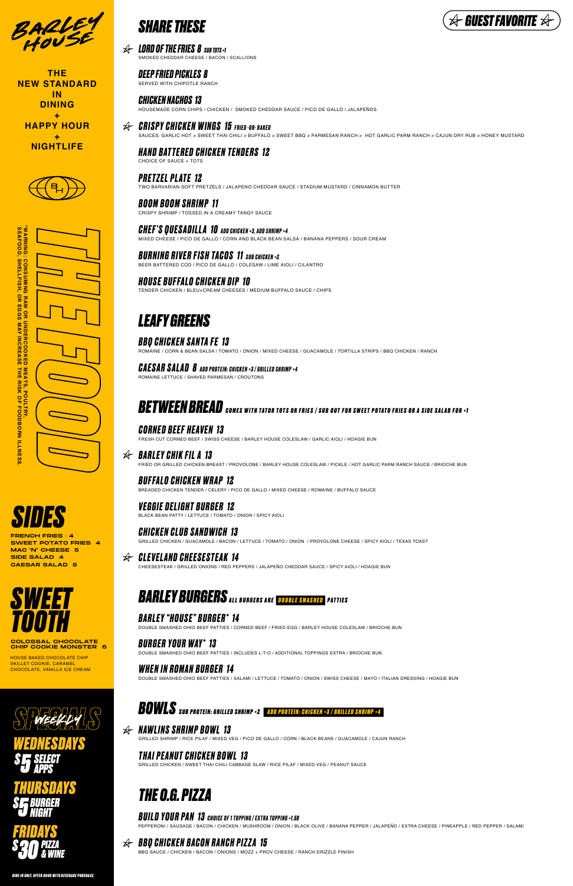# BARLEY HOUSE

**THE NEW STANDARD IN DINING + HAPPY HOUR + NIGHTLIFE**

## THE FOOD

*WARNING: CONSUMING RAW OR UNDERCOOKED MEATS, POULTRY, SEAFOOD, SHELLFISH, OR EGGS MAY INCREASE THE RISK OF FOODBORN ILLNESS.

## SIDES

- FRENCH FRIES · 4
- SWEET POTATO FRIES 4
- MAC 'N' CHEESE 5
- SIDE SALAD 4
- CAESAR SALAD 5

## SWEET TOOTH

**COLOSSAL CHOCOLATE CHIP COOKIE MONSTER 6**

HOUSE BAKED CHOCOLATE CHIP SKILLET COOKIE, CARAMEL CHOCOLATE, VANILLA ICE CREAM

## SPECIALS WEEKLY

**WEDNESDAYS** $5 SELECT APPS

**THURSDAYS** $5 BURGER NIGHT

**FRIDAYS** $30 PIZZA & WINE

*DINE-IN ONLY. OFFER GOOD WITH BEVERAGE PURCHASE.*

☆ GUEST FAVORITE ☆

## SHARE THESE

### ☆ LORD OF THE FRIES 8 SUB TOTS +1
SMOKED CHEDDAR CHEESE / BACON / SCALLIONS

### DEEP FRIED PICKLES 8
SERVED WITH CHIPOTLE RANCH

### CHICKEN NACHOS 13
HOUSEMADE CORN CHIPS / CHICKEN / SMOKED CHEDDAR SAUCE / PICO DE GALLO / JALAPEÑOS

### ☆ CRISPY CHICKEN WINGS 15 FRIED -OR- BAKED
SAUCES: GARLIC HOT > SWEET THAI CHILI > BUFFALO > SWEET BBQ > PARMESAN RANCH > HOT GARLIC PARM RANCH > CAJUN DRY RUB > HONEY MUSTARD

### HAND BATTERED CHICKEN TENDERS 12
CHOICE OF SAUCE + TOTS

### PRETZEL PLATE 12
TWO BARVARIAN SOFT PRETZELS / JALAPENO CHEDDAR SAUCE / STADIUM MUSTARD / CINNAMON BUTTER

### BOOM BOOM SHRIMP 11
CRISPY SHRIMP / TOSSED IN A CREAMY TANGY SAUCE

### CHEF'S QUESADILLA 10 ADD CHICKEN +3, ADD SHRIMP +4
MIXED CHEESE / PICO DE GALLO / CORN AND BLACK BEAN SALSA / BANANA PEPPERS / SOUR CREAM

### BURNING RIVER FISH TACOS 11 SUB CHICKEN +2
BEER BATTERED COD / PICO DE GALLO / COLESAW / LIME AIOLI / CILANTRO

### HOUSE BUFFALO CHICKEN DIP 10
TENDER CHICKEN / BLEU+CREAM CHEESES / MEDIUM BUFFALO SAUCE / CHIPS

## LEAFY GREENS

### BBQ CHICKEN SANTA FE 13
ROMAINE / CORN & BEAN SALSA / TOMATO / ONION / MIXED CHEESE / GUACAMOLE / TORTILLA STRIPS / BBQ CHICKEN / RANCH

### CAESAR SALAD 8 ADD PROTEIN: CHICKEN +3 / GRILLED SHRIMP +4
ROMAINE LETTUCE / SHAVED PARMESAN / CROUTONS

## BETWEEN BREAD COMES WITH TATOR TOTS OR FRIES / SUB OUT FOR SWEET POTATO FRIES OR A SIDE SALAD FOR +1

### CORNED BEEF HEAVEN 13
FRESH CUT CORNED BEEF / SWISS CHEESE / BARLEY HOUSE COLESLAW / GARLIC AIOLI / HOAGIE BUN

### ☆ BARLEY CHIK FIL A 13
FRIED OR GRILLED CHICKEN BREAST / PROVOLONE / BARLEY HOUSE COLESLAW / PICKLE / HOT GARLIC PARM RANCH SAUCE / BRIOCHE BUN

### BUFFALO CHICKEN WRAP 12
BREADED CHICKEN TENDER / CELERY / PICO DE GALLO / MIXED CHEESE / ROMAINE / BUFFALO SAUCE

### VEGGIE DELIGHT BURGER 12
BLACK BEAN PATTY / LETTUCE / TOMATO / ONION / SPICY AIOLI

### CHICKEN CLUB SANDWICH 13
GRILLED CHICKEN / GUACAMOLE / BACON / LETTUCE / TOMATO / ONION / PROVOLONE CHEESE / SPICY AIOLI / TEXAS TOAST

### ☆ CLEVELAND CHEESESTEAK 14
CHEESESTEAK / GRILLED ONIONS / RED PEPPERS / JALAPEÑO CHEDDAR SAUCE / SPICY AIOLI / HOAGIE BUN

## BARLEY BURGERS ALL BURGERS ARE DOUBLE SMASHED PATTIES

### BARLEY "HOUSE" BURGER* 14
DOUBLE SMASHED OHIO BEEF PATTIES / CORNED BEEF / FRIED EGG / BARLEY HOUSE COLESLAW / BRIOCHE BUN

### BURGER YOUR WAY* 13
DOUBLE SMASHED OHIO BEEF PATTIES / INCLUDES L-T-O / ADDITIONAL TOPPINGS EXTRA / BRIOCHE BUN

### WHEN IN ROMAN BURGER 14
DOUBLE SMASHED OHIO BEEF PATTIES / SALAMI / LETTUCE / TOMATO / ONION / SWISS CHEESE / MAYO / ITALIAN DRESSING / HOAGIE BUN

## BOWLS SUB PROTEIN: GRILLED SHRIMP +2 ADD PROTEIN: CHICKEN +3 / GRILLED SHRIMP +4

### ☆ NAWLINS SHRIMP BOWL 13
GRILLED SHRIMP / RICE PILAF / MIXED VEG / PICO DE GALLO / CORN / BLACK BEANS / GUACAMOLE / CAJUN RANCH

### THAI PEANUT CHICKEN BOWL 13
GRILLED CHICKEN / SWEET THAI CHILI CABBAGE SLAW / RICE PILAF / MIXED VEG / PEANUT SAUCE

## THE O.G. PIZZA

### BUILD YOUR PAN 13 CHOICE OF 1 TOPPING / EXTRA TOPPING +1.50
PEPPERONI / SAUSAGE / BACON / CHICKEN / MUSHROOM / ONION / BLACK OLIVE / BANANA PEPPER / JALAPEÑO / EXTRA CHEESE / PINEAPPLE / RED PEPPER / SALAMI

### ☆ BBQ CHICKEN BACON RANCH PIZZA 15
BBQ SAUCE / CHICKEN / BACON / ONIONS / MOZZ + PROV CHEESE / RANCH DRIZZLE FINISH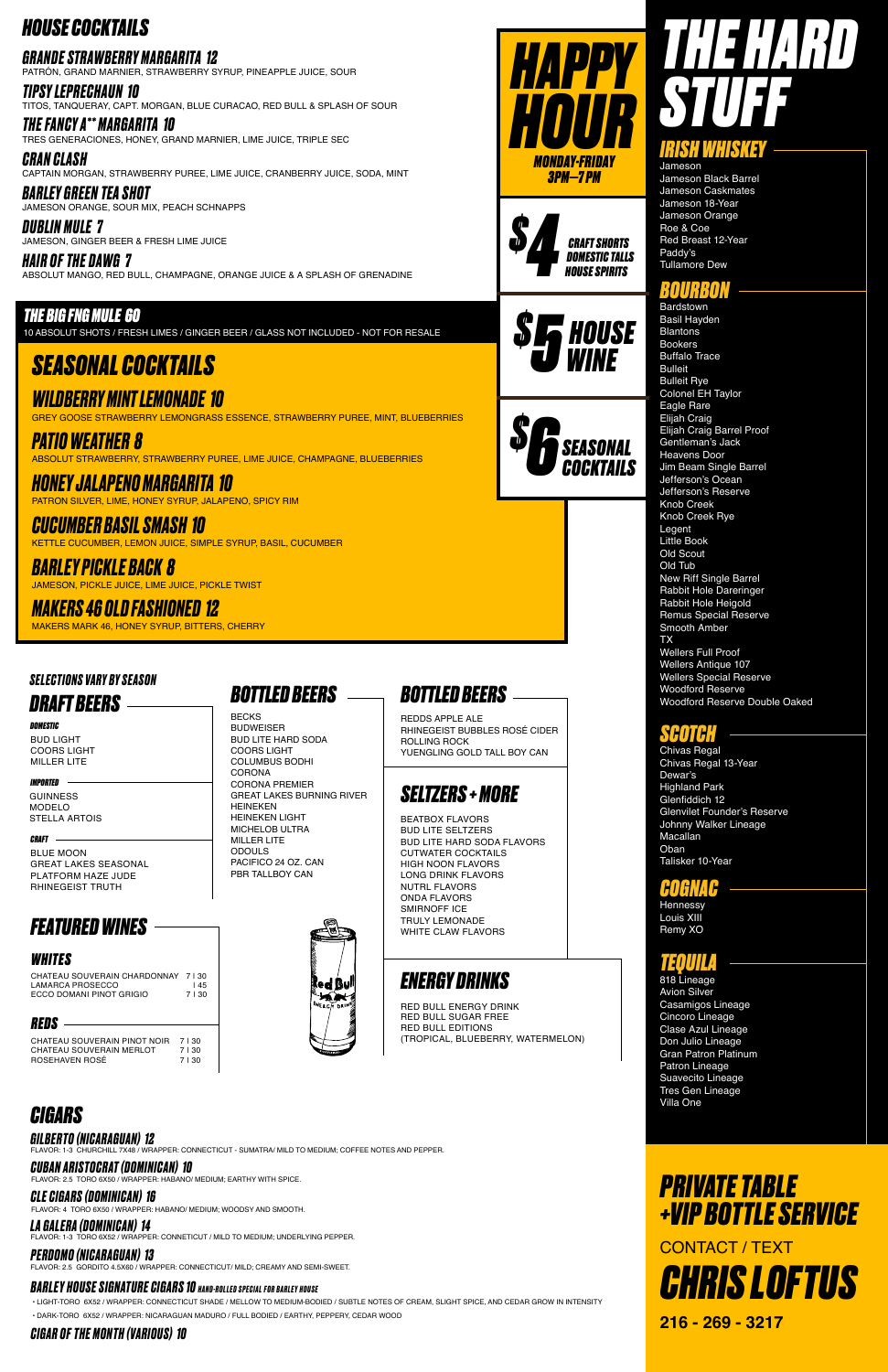# HOUSE COCKTAILS

### GRANDE STRAWBERRY MARGARITA 12
PATRÓN, GRAND MARNIER, STRAWBERRY SYRUP, PINEAPPLE JUICE, SOUR

### TIPSY LEPRECHAUN 10
TITOS, TANQUERAY, CAPT. MORGAN, BLUE CURACAO, RED BULL & SPLASH OF SOUR

### THE FANCY A** MARGARITA 10
TRES GENERACIONES, HONEY, GRAND MARNIER, LIME JUICE, TRIPLE SEC

### CRAN CLASH
CAPTAIN MORGAN, STRAWBERRY PUREE, LIME JUICE, CRANBERRY JUICE, SODA, MINT

### BARLEY GREEN TEA SHOT
JAMESON ORANGE, SOUR MIX, PEACH SCHNAPPS

### DUBLIN MULE 7
JAMESON, GINGER BEER & FRESH LIME JUICE

### HAIR OF THE DAWG 7
ABSOLUT MANGO, RED BULL, CHAMPAGNE, ORANGE JUICE & A SPLASH OF GRENADINE

### THE BIG FNG MULE 60
10 ABSOLUT SHOTS / FRESH LIMES / GINGER BEER / GLASS NOT INCLUDED - NOT FOR RESALE

# SEASONAL COCKTAILS

### WILDBERRY MINT LEMONADE 10
GREY GOOSE STRAWBERRY LEMONGRASS ESSENCE, STRAWBERRY PUREE, MINT, BLUEBERRIES

### PATIO WEATHER 8
ABSOLUT STRAWBERRY, STRAWBERRY PUREE, LIME JUICE, CHAMPAGNE, BLUEBERRIES

### HONEY JALAPENO MARGARITA 10
PATRON SILVER, LIME, HONEY SYRUP, JALAPENO, SPICY RIM

### CUCUMBER BASIL SMASH 10
KETTLE CUCUMBER, LEMON JUICE, SIMPLE SYRUP, BASIL, CUCUMBER

### BARLEY PICKLE BACK 8
JAMESON, PICKLE JUICE, LIME JUICE, PICKLE TWIST

### MAKERS 46 OLD FASHIONED 12
MAKERS MARK 46, HONEY SYRUP, BITTERS, CHERRY

# HAPPY HOUR
**MONDAY-FRIDAY 3PM—7PM**

**$4** CRAFT SHORTS, DOMESTIC TALLS, HOUSE SPIRITS

**$5** HOUSE WINE

**$6** SEASONAL COCKTAILS

*SELECTIONS VARY BY SEASON*

## DRAFT BEERS

**DOMESTIC**
- BUD LIGHT
- COORS LIGHT
- MILLER LITE

**IMPORTED**
- GUINNESS
- MODELO
- STELLA ARTOIS

**CRAFT**
- BLUE MOON
- GREAT LAKES SEASONAL
- PLATFORM HAZE JUDE
- RHINEGEIST TRUTH

## BOTTLED BEERS
- BECKS
- BUDWEISER
- BUD LITE HARD SODA
- COORS LIGHT
- COLUMBUS BODHI
- CORONA
- CORONA PREMIER
- GREAT LAKES BURNING RIVER
- HEINEKEN
- HEINEKEN LIGHT
- MICHELOB ULTRA
- MILLER LITE
- ODOULS
- PACIFICO 24 OZ. CAN
- PBR TALLBOY CAN

## BOTTLED BEERS
- REDDS APPLE ALE
- RHINEGEIST BUBBLES ROSÉ CIDER
- ROLLING ROCK
- YUENGLING GOLD TALL BOY CAN

## SELTZERS + MORE
- BEATBOX FLAVORS
- BUD LITE SELTZERS
- BUD LITE HARD SODA FLAVORS
- CUTWATER COCKTAILS
- HIGH NOON FLAVORS
- LONG DRINK FLAVORS
- NUTRL FLAVORS
- ONDA FLAVORS
- SMIRNOFF ICE
- TRULY LEMONADE
- WHITE CLAW FLAVORS

## FEATURED WINES

### WHITES
| | |
|---|---|
| CHATEAU SOUVERAIN CHARDONNAY | 7 \| 30 |
| LAMARCA PROSECCO | \| 45 |
| ECCO DOMANI PINOT GRIGIO | 7 \| 30 |

### REDS
| | |
|---|---|
| CHATEAU SOUVERAIN PINOT NOIR | 7 \| 30 |
| CHATEAU SOUVERAIN MERLOT | 7 \| 30 |
| ROSEHAVEN ROSÉ | 7 \| 30 |

## ENERGY DRINKS
- RED BULL ENERGY DRINK
- RED BULL SUGAR FREE
- RED BULL EDITIONS (TROPICAL, BLUEBERRY, WATERMELON)

# CIGARS

### GILBERTO (NICARAGUAN) 12
FLAVOR: 1-3 CHURCHILL 7X48 / WRAPPER: CONNECTICUT - SUMATRA/ MILD TO MEDIUM; COFFEE NOTES AND PEPPER.

### CUBAN ARISTOCRAT (DOMINICAN) 10
FLAVOR: 2.5 TORO 6X50 / WRAPPER: HABANO/ MEDIUM; EARTHY WITH SPICE.

### CLE CIGARS (DOMINICAN) 16
FLAVOR: 4 TORO 6X50 / WRAPPER: HABANO/ MEDIUM; WOODSY AND SMOOTH.

### LA GALERA (DOMINICAN) 14
FLAVOR: 1-3 TORO 6X52 / WRAPPER: CONNETICUT / MILD TO MEDIUM; UNDERLYING PEPPER.

### PERDOMO (NICARAGUAN) 13
FLAVOR: 2.5 GORDITO 4.5X60 / WRAPPER: CONNECTICUT/ MILD; CREAMY AND SEMI-SWEET.

### BARLEY HOUSE SIGNATURE CIGARS 10 *HAND-ROLLED SPECIAL FOR BARLEY HOUSE*
- LIGHT-TORO 6X52 / WRAPPER: CONNECTICUT SHADE / MELLOW TO MEDIUM-BODIED / SUBTLE NOTES OF CREAM, SLIGHT SPICE, AND CEDAR GROW IN INTENSITY
- DARK-TORO 6X52 / WRAPPER: NICARAGUAN MADURO / FULL BODIED / EARTHY, PEPPERY, CEDAR WOOD

### CIGAR OF THE MONTH (VARIOUS) 10

# THE HARD STUFF

## IRISH WHISKEY
- Jameson
- Jameson Black Barrel
- Jameson Caskmates
- Jameson 18-Year
- Jameson Orange
- Roe & Coe
- Red Breast 12-Year
- Paddy's
- Tullamore Dew

## BOURBON
- Bardstown
- Basil Hayden
- Blantons
- Bookers
- Buffalo Trace
- Bulleit
- Bulleit Rye
- Colonel EH Taylor
- Eagle Rare
- Elijah Craig
- Elijah Craig Barrel Proof
- Gentleman's Jack
- Heavens Door
- Jim Beam Single Barrel
- Jefferson's Ocean
- Jefferson's Reserve
- Knob Creek
- Knob Creek Rye
- Legent
- Little Book
- Old Scout
- Old Tub
- New Riff Single Barrel
- Rabbit Hole Dareringer
- Rabbit Hole Heigold
- Remus Special Reserve
- Smooth Amber
- TX
- Wellers Full Proof
- Wellers Antique 107
- Wellers Special Reserve
- Woodford Reserve
- Woodford Reserve Double Oaked

## SCOTCH
- Chivas Regal
- Chivas Regal 13-Year
- Dewar's
- Highland Park
- Glenfiddich 12
- Glenvilet Founder's Reserve
- Johnny Walker Lineage
- Macallan
- Oban
- Talisker 10-Year

## COGNAC
- Hennessy
- Louis XIII
- Remy XO

## TEQUILA
- 818 Lineage
- Avion Silver
- Casamigos Lineage
- Cincoro Lineage
- Clase Azul Lineage
- Don Julio Lineage
- Gran Patron Platinum
- Patron Lineage
- Suavecito Lineage
- Tres Gen Lineage
- Villa One

# PRIVATE TABLE +VIP BOTTLE SERVICE

CONTACT / TEXT

## CHRIS LOFTUS

**216 - 269 - 3217**